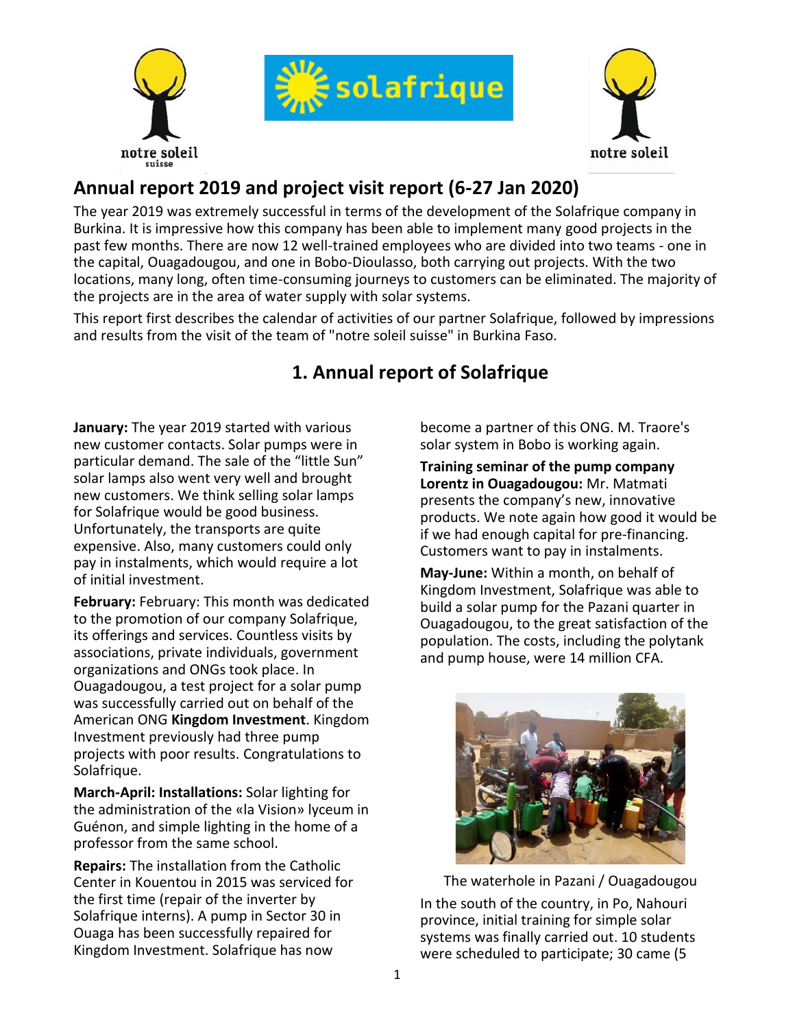# Annual report 2019 and project visit report (6-27 Jan 2020)

The year 2019 was extremely successful in terms of the development of the Solafrique company in Burkina. It is impressive how this company has been able to implement many good projects in the past few months. There are now 12 well-trained employees who are divided into two teams - one in the capital, Ouagadougou, and one in Bobo-Dioulasso, both carrying out projects. With the two locations, many long, often time-consuming journeys to customers can be eliminated. The majority of the projects are in the area of water supply with solar systems.

This report first describes the calendar of activities of our partner Solafrique, followed by impressions and results from the visit of the team of "notre soleil suisse" in Burkina Faso.

## 1. Annual report of Solafrique

**January:** The year 2019 started with various new customer contacts. Solar pumps were in particular demand. The sale of the “little Sun” solar lamps also went very well and brought new customers. We think selling solar lamps for Solafrique would be good business. Unfortunately, the transports are quite expensive. Also, many customers could only pay in instalments, which would require a lot of initial investment.

**February:** February: This month was dedicated to the promotion of our company Solafrique, its offerings and services. Countless visits by associations, private individuals, government organizations and ONGs took place. In Ouagadougou, a test project for a solar pump was successfully carried out on behalf of the American ONG **Kingdom Investment**. Kingdom Investment previously had three pump projects with poor results. Congratulations to Solafrique.

**March-April: Installations:** Solar lighting for the administration of the «la Vision» lyceum in Guénon, and simple lighting in the home of a professor from the same school.

**Repairs:** The installation from the Catholic Center in Kouentou in 2015 was serviced for the first time (repair of the inverter by Solafrique interns). A pump in Sector 30 in Ouaga has been successfully repaired for Kingdom Investment. Solafrique has now become a partner of this ONG. M. Traore's solar system in Bobo is working again.

**Training seminar of the pump company Lorentz in Ouagadougou:** Mr. Matmati presents the company’s new, innovative products. We note again how good it would be if we had enough capital for pre-financing. Customers want to pay in instalments.

**May-June:** Within a month, on behalf of Kingdom Investment, Solafrique was able to build a solar pump for the Pazani quarter in Ouagadougou, to the great satisfaction of the population. The costs, including the polytank and pump house, were 14 million CFA.

The waterhole in Pazani / Ouagadougou

In the south of the country, in Po, Nahouri province, initial training for simple solar systems was finally carried out. 10 students were scheduled to participate; 30 came (5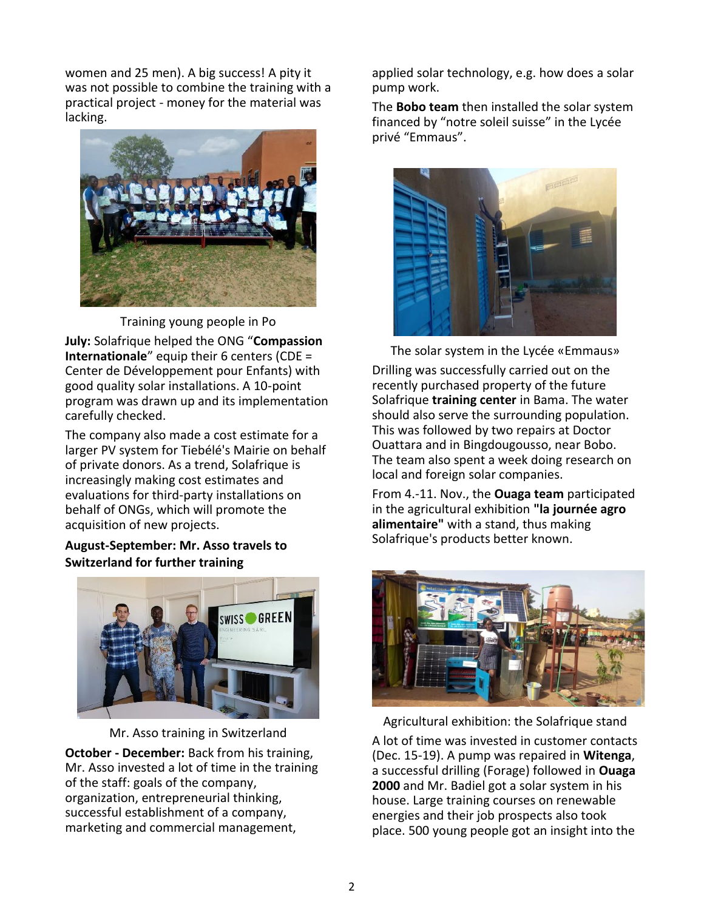women and 25 men). A big success! A pity it was not possible to combine the training with a practical project - money for the material was lacking.

Training young people in Po

**July:** Solafrique helped the ONG "**Compassion Internationale**" equip their 6 centers (CDE = Center de Développement pour Enfants) with good quality solar installations. A 10-point program was drawn up and its implementation carefully checked.

The company also made a cost estimate for a larger PV system for Tiebélé's Mairie on behalf of private donors. As a trend, Solafrique is increasingly making cost estimates and evaluations for third-party installations on behalf of ONGs, which will promote the acquisition of new projects.

**August-September: Mr. Asso travels to Switzerland for further training**

Mr. Asso training in Switzerland

**October - December:** Back from his training, Mr. Asso invested a lot of time in the training of the staff: goals of the company, organization, entrepreneurial thinking, successful establishment of a company, marketing and commercial management, applied solar technology, e.g. how does a solar pump work.

The **Bobo team** then installed the solar system financed by "notre soleil suisse" in the Lycée privé "Emmaus".

The solar system in the Lycée «Emmaus»

Drilling was successfully carried out on the recently purchased property of the future Solafrique **training center** in Bama. The water should also serve the surrounding population. This was followed by two repairs at Doctor Ouattara and in Bingdougousso, near Bobo. The team also spent a week doing research on local and foreign solar companies.

From 4.-11. Nov., the **Ouaga team** participated in the agricultural exhibition **"la journée agro alimentaire"** with a stand, thus making Solafrique's products better known.

Agricultural exhibition: the Solafrique stand

A lot of time was invested in customer contacts (Dec. 15-19). A pump was repaired in **Witenga**, a successful drilling (Forage) followed in **Ouaga 2000** and Mr. Badiel got a solar system in his house. Large training courses on renewable energies and their job prospects also took place. 500 young people got an insight into the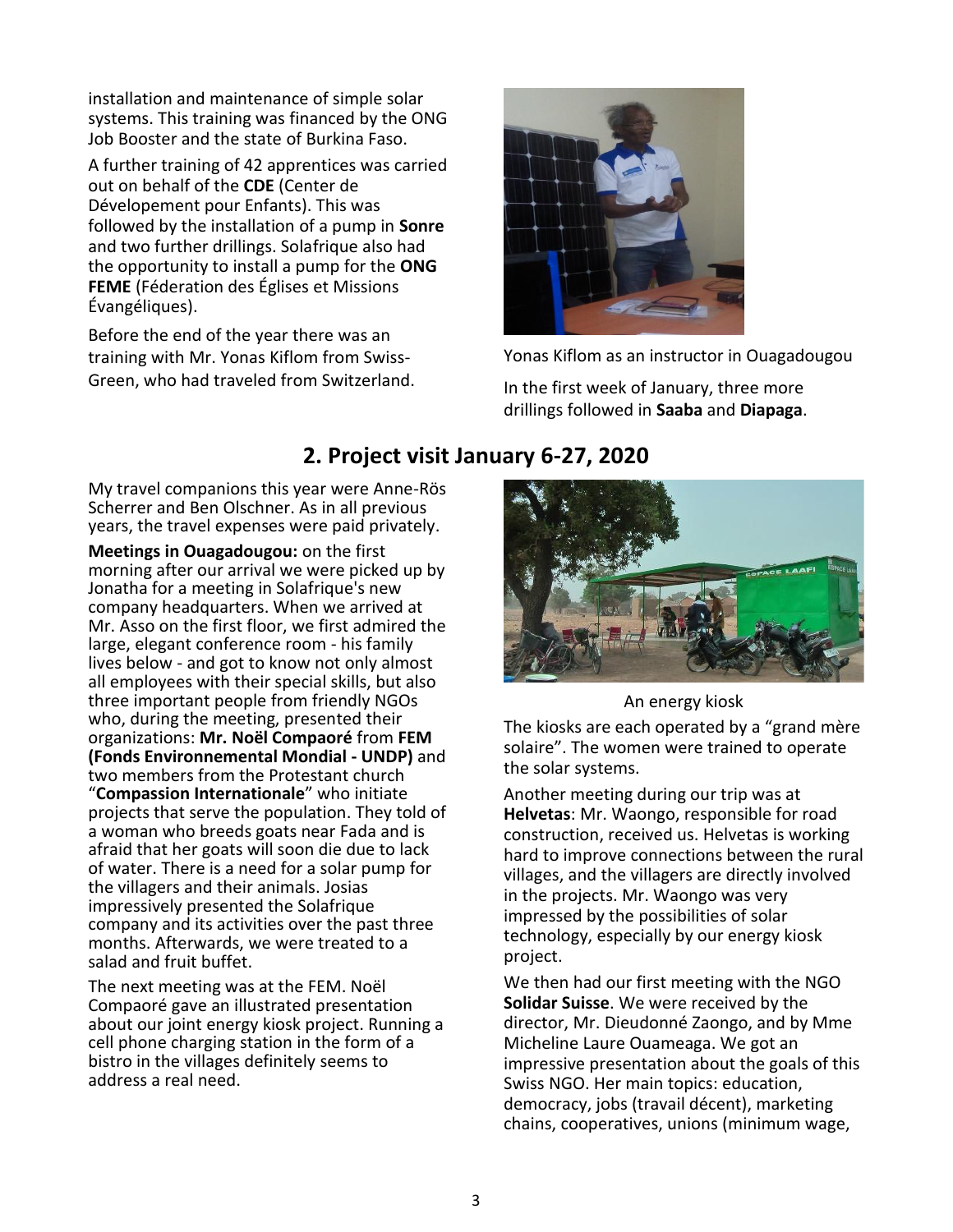installation and maintenance of simple solar systems. This training was financed by the ONG Job Booster and the state of Burkina Faso.

A further training of 42 apprentices was carried out on behalf of the **CDE** (Center de Dévelopement pour Enfants). This was followed by the installation of a pump in **Sonre** and two further drillings. Solafrique also had the opportunity to install a pump for the **ONG FEME** (Féderation des Églises et Missions Évangéliques).

Before the end of the year there was an training with Mr. Yonas Kiflom from Swiss-Green, who had traveled from Switzerland.

Yonas Kiflom as an instructor in Ouagadougou

In the first week of January, three more drillings followed in **Saaba** and **Diapaga**.

## 2. Project visit January 6-27, 2020

My travel companions this year were Anne-Rös Scherrer and Ben Olschner. As in all previous years, the travel expenses were paid privately.

**Meetings in Ouagadougou:** on the first morning after our arrival we were picked up by Jonatha for a meeting in Solafrique's new company headquarters. When we arrived at Mr. Asso on the first floor, we first admired the large, elegant conference room - his family lives below - and got to know not only almost all employees with their special skills, but also three important people from friendly NGOs who, during the meeting, presented their organizations: **Mr. Noël Compaoré** from **FEM (Fonds Environnemental Mondial - UNDP)** and two members from the Protestant church "**Compassion Internationale**" who initiate projects that serve the population. They told of a woman who breeds goats near Fada and is afraid that her goats will soon die due to lack of water. There is a need for a solar pump for the villagers and their animals. Josias impressively presented the Solafrique company and its activities over the past three months. Afterwards, we were treated to a salad and fruit buffet.

The next meeting was at the FEM. Noël Compaoré gave an illustrated presentation about our joint energy kiosk project. Running a cell phone charging station in the form of a bistro in the villages definitely seems to address a real need.

An energy kiosk

The kiosks are each operated by a "grand mère solaire". The women were trained to operate the solar systems.

Another meeting during our trip was at **Helvetas**: Mr. Waongo, responsible for road construction, received us. Helvetas is working hard to improve connections between the rural villages, and the villagers are directly involved in the projects. Mr. Waongo was very impressed by the possibilities of solar technology, especially by our energy kiosk project.

We then had our first meeting with the NGO **Solidar Suisse**. We were received by the director, Mr. Dieudonné Zaongo, and by Mme Micheline Laure Ouameaga. We got an impressive presentation about the goals of this Swiss NGO. Her main topics: education, democracy, jobs (travail décent), marketing chains, cooperatives, unions (minimum wage,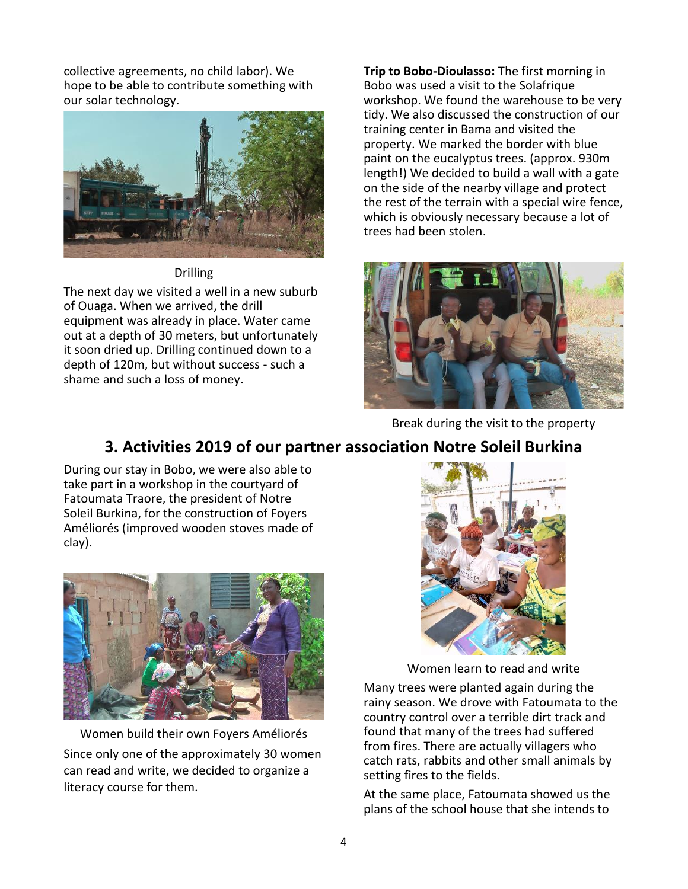collective agreements, no child labor). We hope to be able to contribute something with our solar technology.

Drilling

The next day we visited a well in a new suburb of Ouaga. When we arrived, the drill equipment was already in place. Water came out at a depth of 30 meters, but unfortunately it soon dried up. Drilling continued down to a depth of 120m, but without success - such a shame and such a loss of money.

**Trip to Bobo-Dioulasso:** The first morning in Bobo was used a visit to the Solafrique workshop. We found the warehouse to be very tidy. We also discussed the construction of our training center in Bama and visited the property. We marked the border with blue paint on the eucalyptus trees. (approx. 930m length!) We decided to build a wall with a gate on the side of the nearby village and protect the rest of the terrain with a special wire fence, which is obviously necessary because a lot of trees had been stolen.

Break during the visit to the property

## 3. Activities 2019 of our partner association Notre Soleil Burkina

During our stay in Bobo, we were also able to take part in a workshop in the courtyard of Fatoumata Traore, the president of Notre Soleil Burkina, for the construction of Foyers Améliorés (improved wooden stoves made of clay).

Women build their own Foyers Améliorés

Since only one of the approximately 30 women can read and write, we decided to organize a literacy course for them.

Women learn to read and write

Many trees were planted again during the rainy season. We drove with Fatoumata to the country control over a terrible dirt track and found that many of the trees had suffered from fires. There are actually villagers who catch rats, rabbits and other small animals by setting fires to the fields.

At the same place, Fatoumata showed us the plans of the school house that she intends to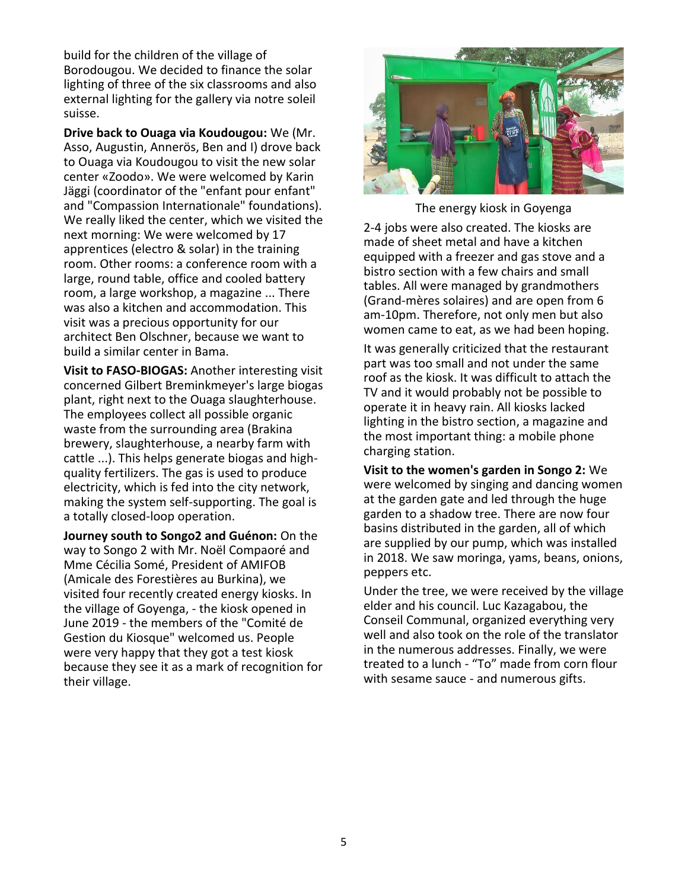build for the children of the village of Borodougou. We decided to finance the solar lighting of three of the six classrooms and also external lighting for the gallery via notre soleil suisse.

**Drive back to Ouaga via Koudougou:** We (Mr. Asso, Augustin, Annerös, Ben and I) drove back to Ouaga via Koudougou to visit the new solar center «Zoodo». We were welcomed by Karin Jäggi (coordinator of the "enfant pour enfant" and "Compassion Internationale" foundations). We really liked the center, which we visited the next morning: We were welcomed by 17 apprentices (electro & solar) in the training room. Other rooms: a conference room with a large, round table, office and cooled battery room, a large workshop, a magazine ... There was also a kitchen and accommodation. This visit was a precious opportunity for our architect Ben Olschner, because we want to build a similar center in Bama.

**Visit to FASO-BIOGAS:** Another interesting visit concerned Gilbert Breminkmeyer's large biogas plant, right next to the Ouaga slaughterhouse. The employees collect all possible organic waste from the surrounding area (Brakina brewery, slaughterhouse, a nearby farm with cattle ...). This helps generate biogas and high-quality fertilizers. The gas is used to produce electricity, which is fed into the city network, making the system self-supporting. The goal is a totally closed-loop operation.

**Journey south to Songo2 and Guénon:** On the way to Songo 2 with Mr. Noël Compaoré and Mme Cécilia Somé, President of AMIFOB (Amicale des Forestières au Burkina), we visited four recently created energy kiosks. In the village of Goyenga, - the kiosk opened in June 2019 - the members of the "Comité de Gestion du Kiosque" welcomed us. People were very happy that they got a test kiosk because they see it as a mark of recognition for their village.

The energy kiosk in Goyenga

2-4 jobs were also created. The kiosks are made of sheet metal and have a kitchen equipped with a freezer and gas stove and a bistro section with a few chairs and small tables. All were managed by grandmothers (Grand-mères solaires) and are open from 6 am-10pm. Therefore, not only men but also women came to eat, as we had been hoping.

It was generally criticized that the restaurant part was too small and not under the same roof as the kiosk. It was difficult to attach the TV and it would probably not be possible to operate it in heavy rain. All kiosks lacked lighting in the bistro section, a magazine and the most important thing: a mobile phone charging station.

**Visit to the women's garden in Songo 2:** We were welcomed by singing and dancing women at the garden gate and led through the huge garden to a shadow tree. There are now four basins distributed in the garden, all of which are supplied by our pump, which was installed in 2018. We saw moringa, yams, beans, onions, peppers etc.

Under the tree, we were received by the village elder and his council. Luc Kazagabou, the Conseil Communal, organized everything very well and also took on the role of the translator in the numerous addresses. Finally, we were treated to a lunch - "To" made from corn flour with sesame sauce - and numerous gifts.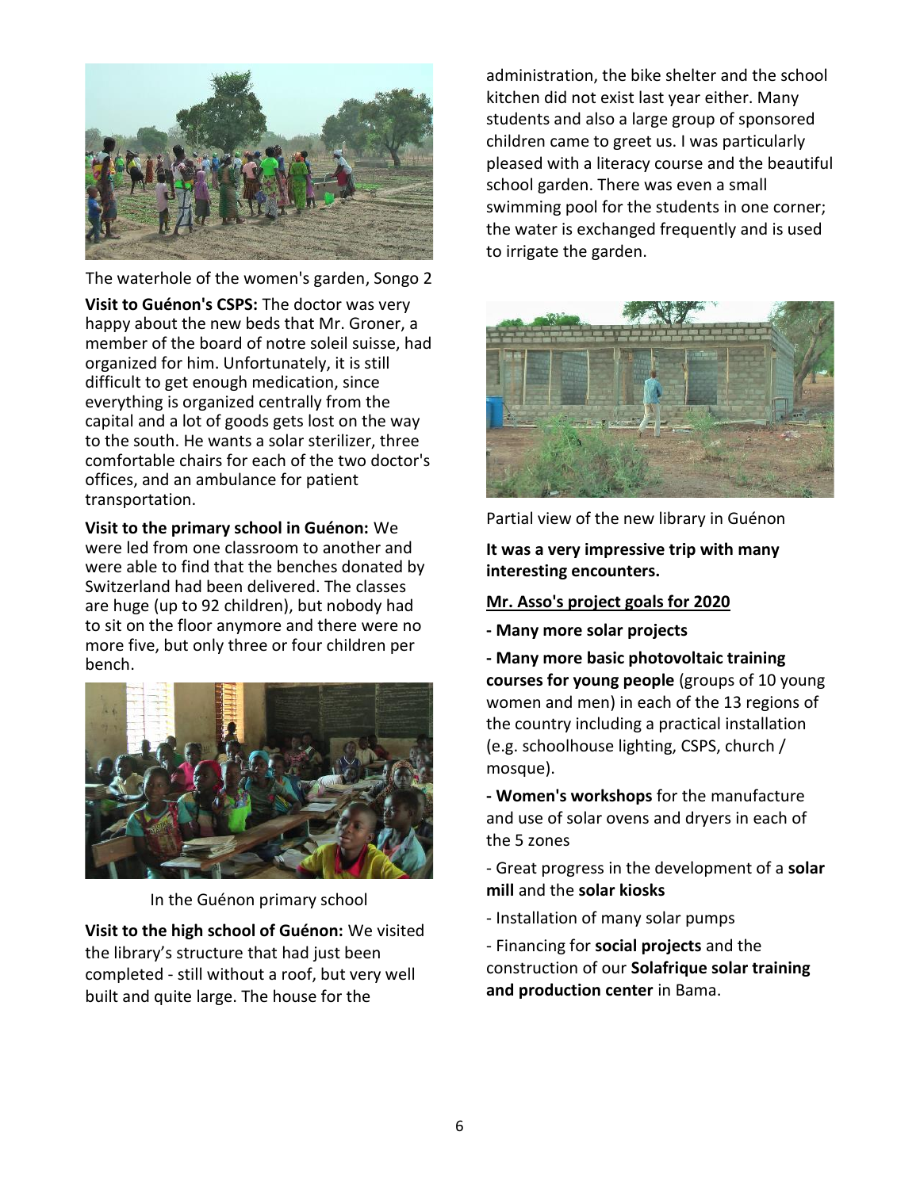The waterhole of the women's garden, Songo 2

**Visit to Guénon's CSPS:** The doctor was very happy about the new beds that Mr. Groner, a member of the board of notre soleil suisse, had organized for him. Unfortunately, it is still difficult to get enough medication, since everything is organized centrally from the capital and a lot of goods gets lost on the way to the south. He wants a solar sterilizer, three comfortable chairs for each of the two doctor's offices, and an ambulance for patient transportation.

**Visit to the primary school in Guénon:** We were led from one classroom to another and were able to find that the benches donated by Switzerland had been delivered. The classes are huge (up to 92 children), but nobody had to sit on the floor anymore and there were no more five, but only three or four children per bench.

In the Guénon primary school

**Visit to the high school of Guénon:** We visited the library's structure that had just been completed - still without a roof, but very well built and quite large. The house for the administration, the bike shelter and the school kitchen did not exist last year either. Many students and also a large group of sponsored children came to greet us. I was particularly pleased with a literacy course and the beautiful school garden. There was even a small swimming pool for the students in one corner; the water is exchanged frequently and is used to irrigate the garden.

Partial view of the new library in Guénon

**It was a very impressive trip with many interesting encounters.**

**<u>Mr. Asso's project goals for 2020</u>**

**- Many more solar projects**

**- Many more basic photovoltaic training courses for young people** (groups of 10 young women and men) in each of the 13 regions of the country including a practical installation (e.g. schoolhouse lighting, CSPS, church / mosque).

**- Women's workshops** for the manufacture and use of solar ovens and dryers in each of the 5 zones

- Great progress in the development of a **solar mill** and the **solar kiosks**

- Installation of many solar pumps

- Financing for **social projects** and the construction of our **Solafrique solar training and production center** in Bama.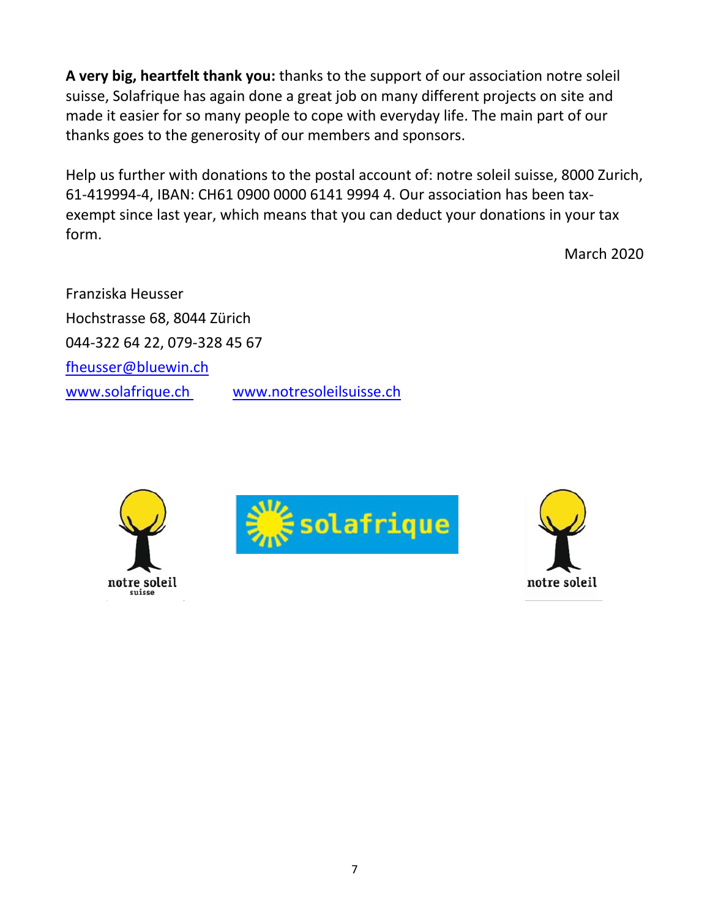**A very big, heartfelt thank you:** thanks to the support of our association notre soleil suisse, Solafrique has again done a great job on many different projects on site and made it easier for so many people to cope with everyday life. The main part of our thanks goes to the generosity of our members and sponsors.

Help us further with donations to the postal account of: notre soleil suisse, 8000 Zurich, 61-419994-4, IBAN: CH61 0900 0000 6141 9994 4. Our association has been tax-exempt since last year, which means that you can deduct your donations in your tax form.

March 2020

Franziska Heusser  
Hochstrasse 68, 8044 Zürich  
044-322 64 22, 079-328 45 67  
fheusser@bluewin.ch  
www.solafrique.ch www.notresoleilsuisse.ch